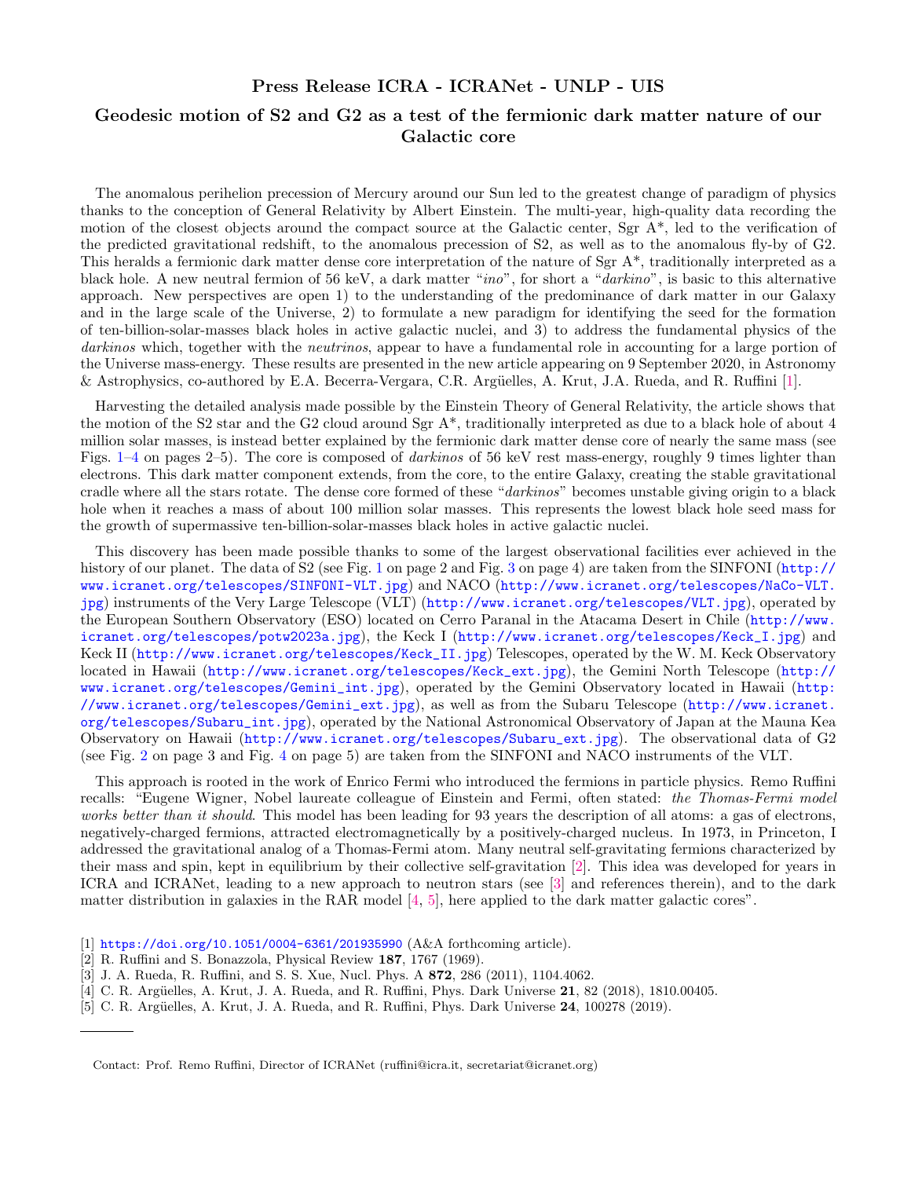# Press Release ICRA - ICRANet - UNLP - UIS

## Geodesic motion of S2 and G2 as a test of the fermionic dark matter nature of our Galactic core

The anomalous perihelion precession of Mercury around our Sun led to the greatest change of paradigm of physics thanks to the conception of General Relativity by Albert Einstein. The multi-year, high-quality data recording the motion of the closest objects around the compact source at the Galactic center, Sgr A*, led to the verification of the predicted gravitational redshift, to the anomalous precession of S2, as well as to the anomalous fly-by of G2. This heralds a fermionic dark matter dense core interpretation of the nature of Sgr A*, traditionally interpreted as a black hole. A new neutral fermion of 56 keV, a dark matter "*ino*", for short a "*darkino*", is basic to this alternative approach. New perspectives are open 1) to the understanding of the predominance of dark matter in our Galaxy and in the large scale of the Universe, 2) to formulate a new paradigm for identifying the seed for the formation of ten-billion-solar-masses black holes in active galactic nuclei, and 3) to address the fundamental physics of the *darkinos* which, together with the *neutrinos*, appear to have a fundamental role in accounting for a large portion of the Universe mass-energy. These results are presented in the new article appearing on 9 September 2020, in Astronomy & Astrophysics, co-authored by E.A. Becerra-Vergara, C.R. Argüelles, A. Krut, J.A. Rueda, and R. Ruffini [1].

Harvesting the detailed analysis made possible by the Einstein Theory of General Relativity, the article shows that the motion of the S2 star and the G2 cloud around Sgr A*, traditionally interpreted as due to a black hole of about 4 million solar masses, is instead better explained by the fermionic dark matter dense core of nearly the same mass (see Figs. 1–4 on pages 2–5). The core is composed of *darkinos* of 56 keV rest mass-energy, roughly 9 times lighter than electrons. This dark matter component extends, from the core, to the entire Galaxy, creating the stable gravitational cradle where all the stars rotate. The dense core formed of these "*darkinos*" becomes unstable giving origin to a black hole when it reaches a mass of about 100 million solar masses. This represents the lowest black hole seed mass for the growth of supermassive ten-billion-solar-masses black holes in active galactic nuclei.

This discovery has been made possible thanks to some of the largest observational facilities ever achieved in the history of our planet. The data of S2 (see Fig. 1 on page 2 and Fig. 3 on page 4) are taken from the SINFONI (http://www.icranet.org/telescopes/SINFONI-VLT.jpg) and NACO (http://www.icranet.org/telescopes/NaCo-VLT.jpg) instruments of the Very Large Telescope (VLT) (http://www.icranet.org/telescopes/VLT.jpg), operated by the European Southern Observatory (ESO) located on Cerro Paranal in the Atacama Desert in Chile (http://www.icranet.org/telescopes/potw2023a.jpg), the Keck I (http://www.icranet.org/telescopes/Keck_I.jpg) and Keck II (http://www.icranet.org/telescopes/Keck_II.jpg) Telescopes, operated by the W. M. Keck Observatory located in Hawaii (http://www.icranet.org/telescopes/Keck_ext.jpg), the Gemini North Telescope (http://www.icranet.org/telescopes/Gemini_int.jpg), operated by the Gemini Observatory located in Hawaii (http://www.icranet.org/telescopes/Gemini_ext.jpg), as well as from the Subaru Telescope (http://www.icranet.org/telescopes/Subaru_int.jpg), operated by the National Astronomical Observatory of Japan at the Mauna Kea Observatory on Hawaii (http://www.icranet.org/telescopes/Subaru_ext.jpg). The observational data of G2 (see Fig. 2 on page 3 and Fig. 4 on page 5) are taken from the SINFONI and NACO instruments of the VLT.

This approach is rooted in the work of Enrico Fermi who introduced the fermions in particle physics. Remo Ruffini recalls: "Eugene Wigner, Nobel laureate colleague of Einstein and Fermi, often stated: *the Thomas-Fermi model works better than it should*. This model has been leading for 93 years the description of all atoms: a gas of electrons, negatively-charged fermions, attracted electromagnetically by a positively-charged nucleus. In 1973, in Princeton, I addressed the gravitational analog of a Thomas-Fermi atom. Many neutral self-gravitating fermions characterized by their mass and spin, kept in equilibrium by their collective self-gravitation [2]. This idea was developed for years in ICRA and ICRANet, leading to a new approach to neutron stars (see [3] and references therein), and to the dark matter distribution in galaxies in the RAR model [4, 5], here applied to the dark matter galactic cores".

[1] https://doi.org/10.1051/0004-6361/201935990 (A&A forthcoming article).
[2] R. Ruffini and S. Bonazzola, Physical Review **187**, 1767 (1969).
[3] J. A. Rueda, R. Ruffini, and S. S. Xue, Nucl. Phys. A **872**, 286 (2011), 1104.4062.
[4] C. R. Argüelles, A. Krut, J. A. Rueda, and R. Ruffini, Phys. Dark Universe **21**, 82 (2018), 1810.00405.
[5] C. R. Argüelles, A. Krut, J. A. Rueda, and R. Ruffini, Phys. Dark Universe **24**, 100278 (2019).

---

Contact: Prof. Remo Ruffini, Director of ICRANet (ruffini@icra.it, secretariat@icranet.org)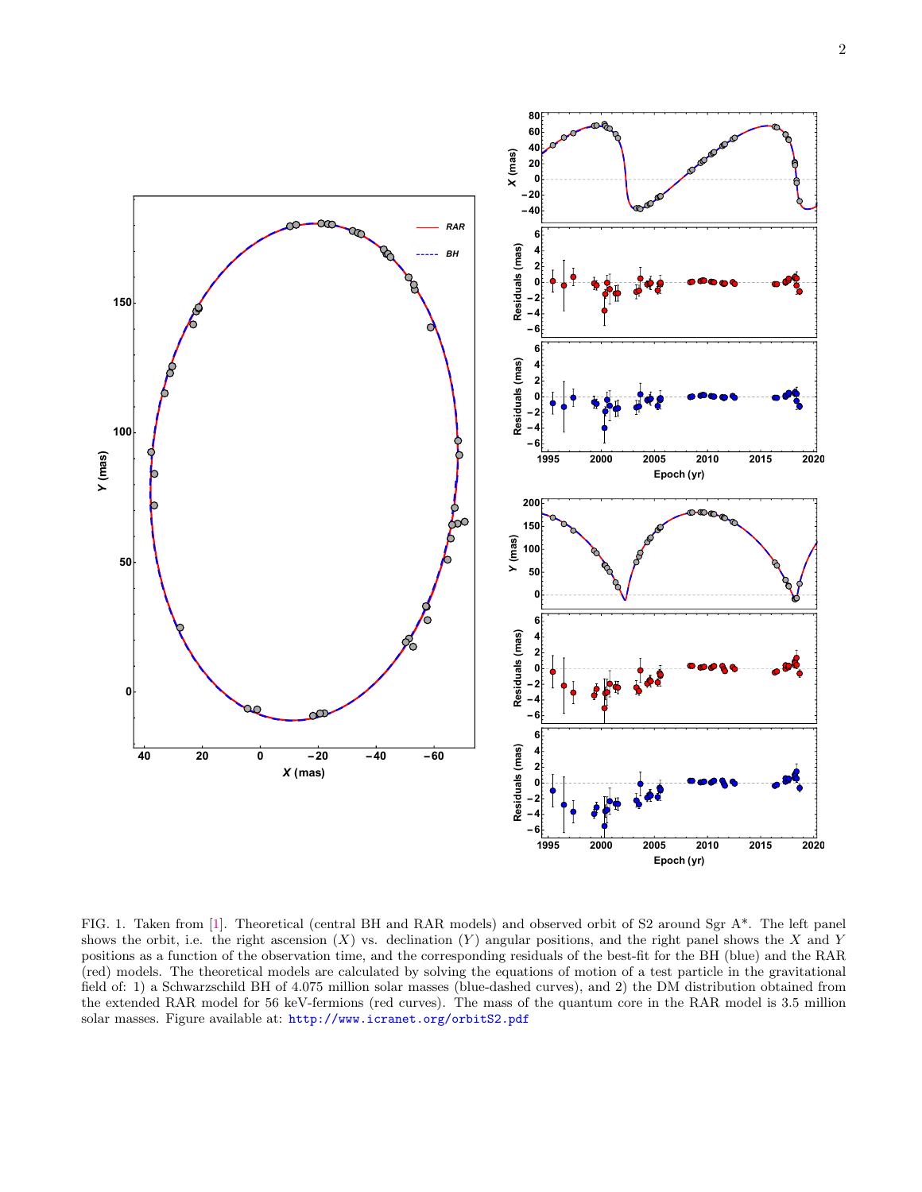FIG. 1. Taken from [1]. Theoretical (central BH and RAR models) and observed orbit of S2 around Sgr A*. The left panel shows the orbit, i.e. the right ascension ($X$) vs. declination ($Y$) angular positions, and the right panel shows the $X$ and $Y$ positions as a function of the observation time, and the corresponding residuals of the best-fit for the BH (blue) and the RAR (red) models. The theoretical models are calculated by solving the equations of motion of a test particle in the gravitational field of: 1) a Schwarzschild BH of 4.075 million solar masses (blue-dashed curves), and 2) the DM distribution obtained from the extended RAR model for 56 keV-fermions (red curves). The mass of the quantum core in the RAR model is 3.5 million solar masses. Figure available at: http://www.icranet.org/orbitS2.pdf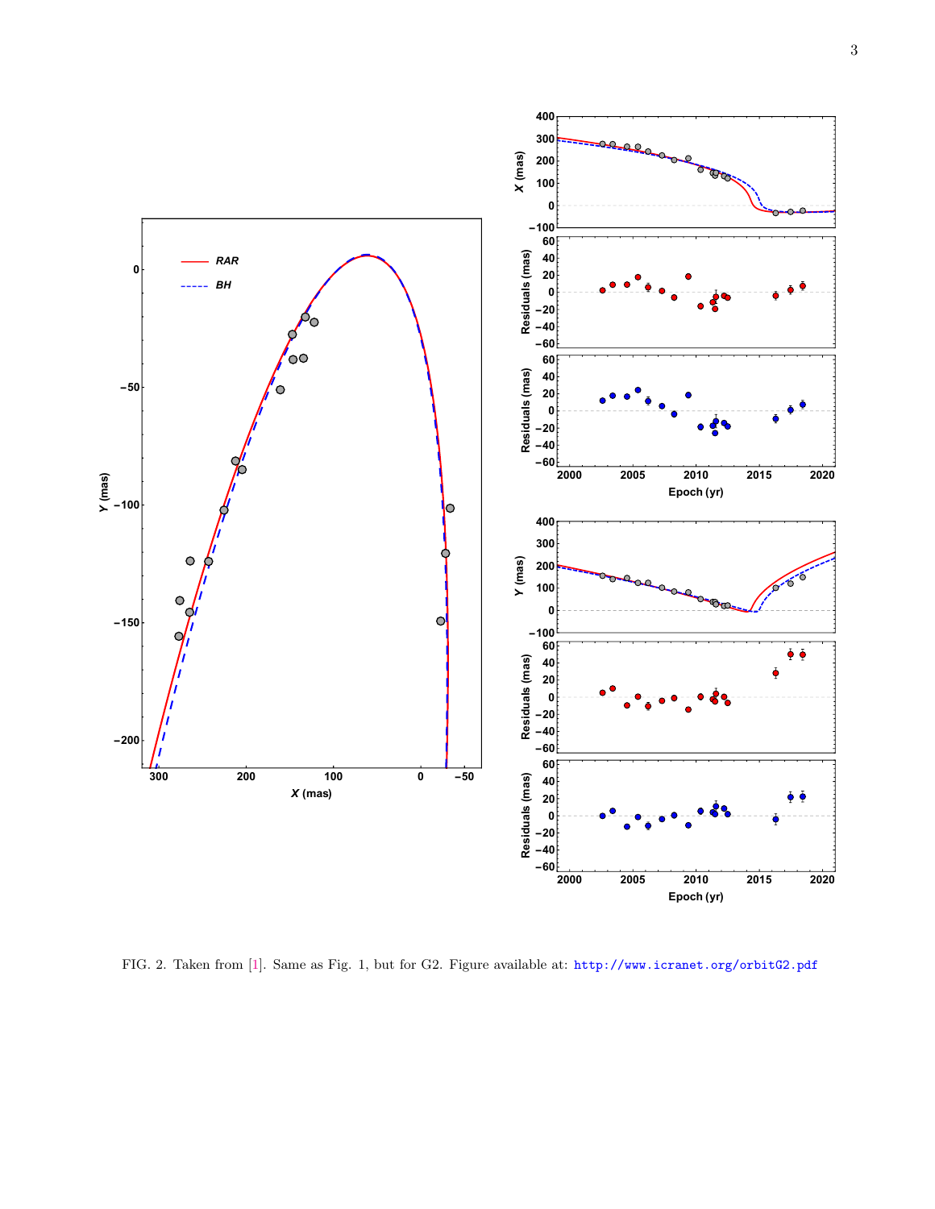FIG. 2. Taken from [1]. Same as Fig. 1, but for G2. Figure available at: http://www.icranet.org/orbitG2.pdf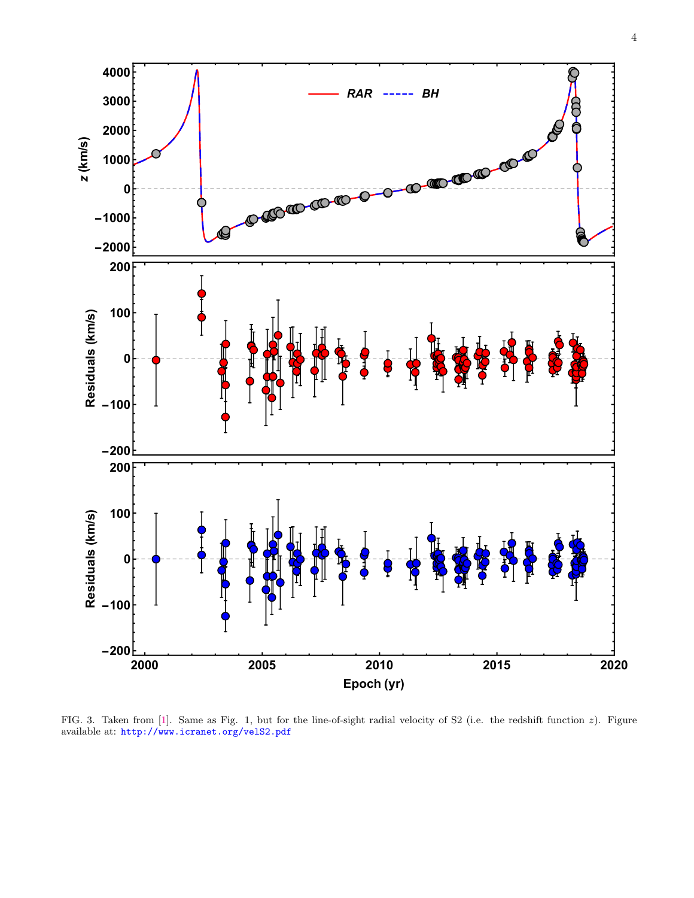FIG. 3. Taken from [1]. Same as Fig. 1, but for the line-of-sight radial velocity of S2 (i.e. the redshift function $z$). Figure available at: http://www.icranet.org/velS2.pdf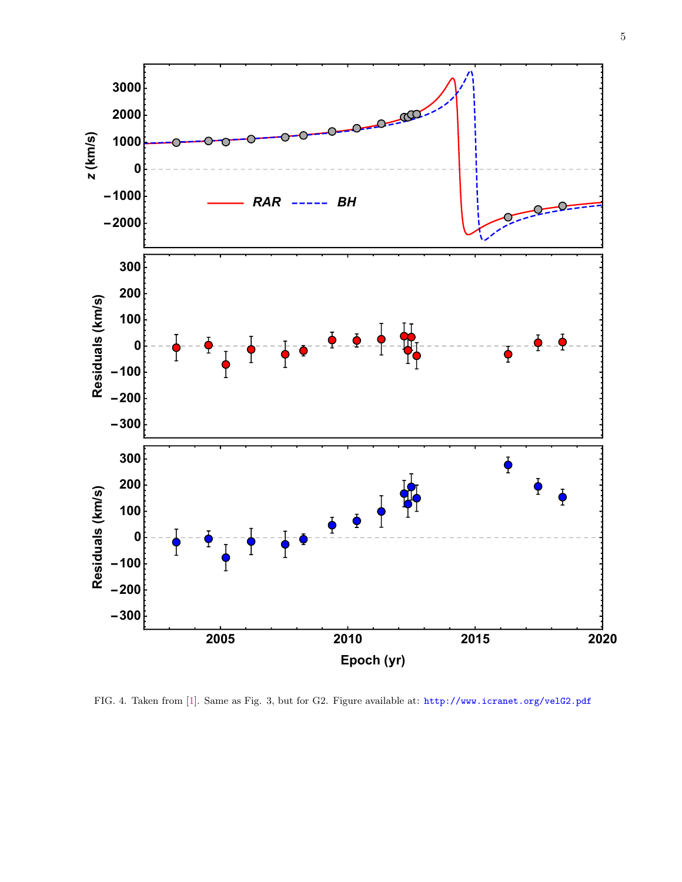z (km/s)

3000
2000
1000
0
−1000
−2000

RAR BH

Residuals (km/s)

300
200
100
0
−100
−200
−300

Residuals (km/s)

300
200
100
0
−100
−200
−300

2005 2010 2015 2020

Epoch (yr)

FIG. 4. Taken from [1]. Same as Fig. 3, but for G2. Figure available at: http://www.icranet.org/velG2.pdf